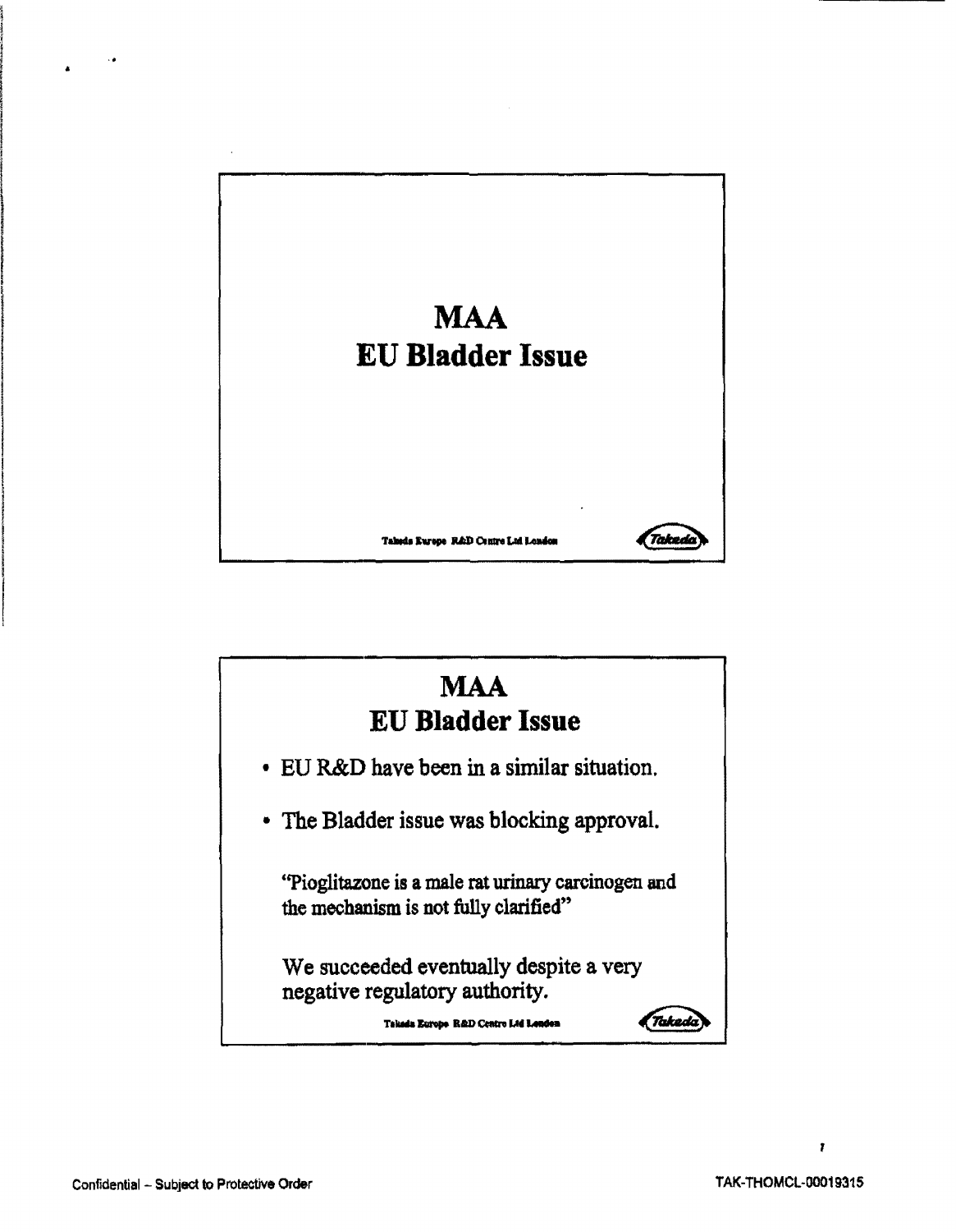# MAA
# EU Bladder Issue

Takeda Europe R&D Centre Ltd London

---

# MAA
# EU Bladder Issue

- EU R&D have been in a similar situation.
- The Bladder issue was blocking approval.

"Pioglitazone is a male rat urinary carcinogen and the mechanism is not fully clarified"

We succeeded eventually despite a very negative regulatory authority.

Takeda Europe R&D Centre Ltd London

Confidential – Subject to Protective Order

TAK-THOMCL-00019315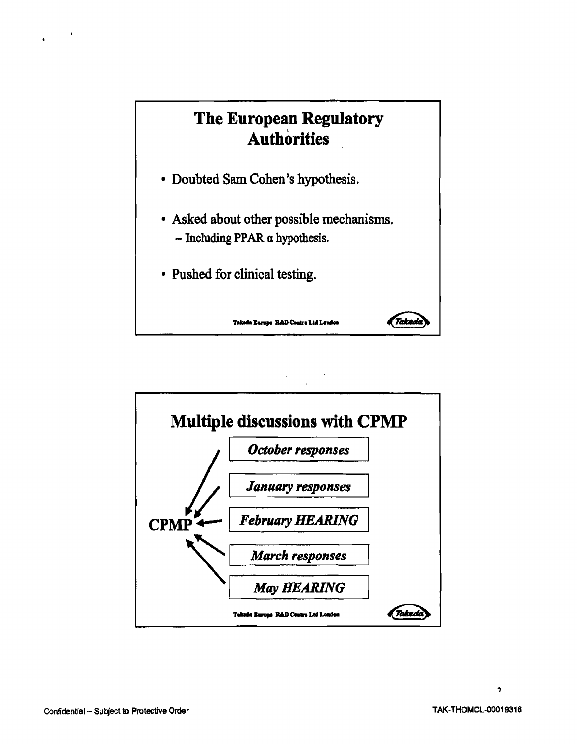## The European Regulatory Authorities

- Doubted Sam Cohen's hypothesis.
- Asked about other possible mechanisms.
  - Including PPAR α hypothesis.
- Pushed for clinical testing.

Takeda Europe R&D Centre Ltd London

## Multiple discussions with CPMP

CPMP

- *October responses*
- *January responses*
- *February HEARING*
- *March responses*
- *May HEARING*

Takeda Europe R&D Centre Ltd London

Confidential – Subject to Protective Order

TAK-THOMCL-00019316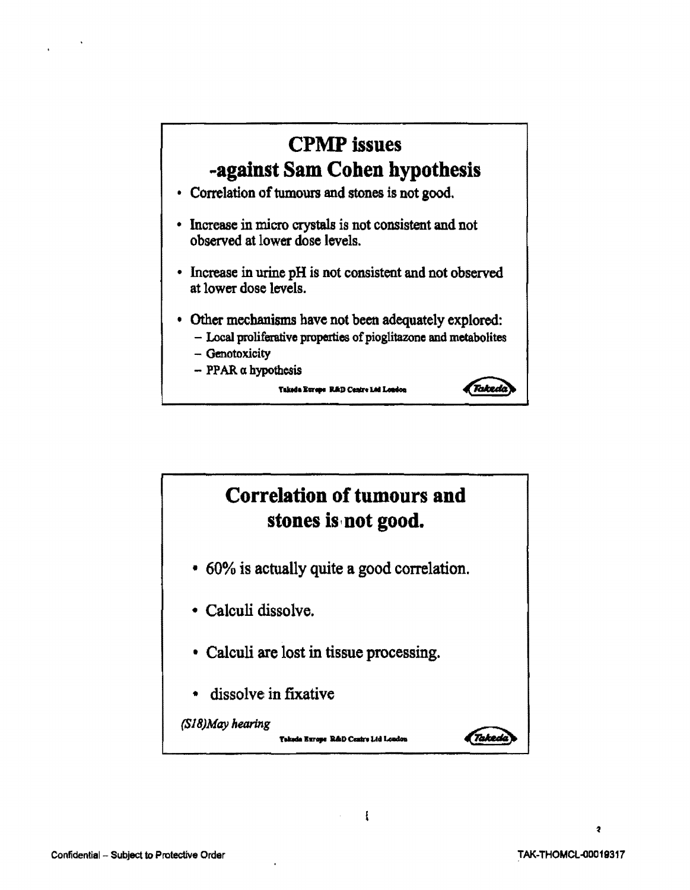## CPMP issues -against Sam Cohen hypothesis

- Correlation of tumours and stones is not good.
- Increase in micro crystals is not consistent and not observed at lower dose levels.
- Increase in urine pH is not consistent and not observed at lower dose levels.
- Other mechanisms have not been adequately explored:
  - Local proliferative properties of pioglitazone and metabolites
  - Genotoxicity
  - PPAR α hypothesis

Takeda Europe R&D Centre Ltd London

## Correlation of tumours and stones is not good.

- 60% is actually quite a good correlation.
- Calculi dissolve.
- Calculi are lost in tissue processing.
- dissolve in fixative

*(S18)May hearing*

Takeda Europe R&D Centre Ltd London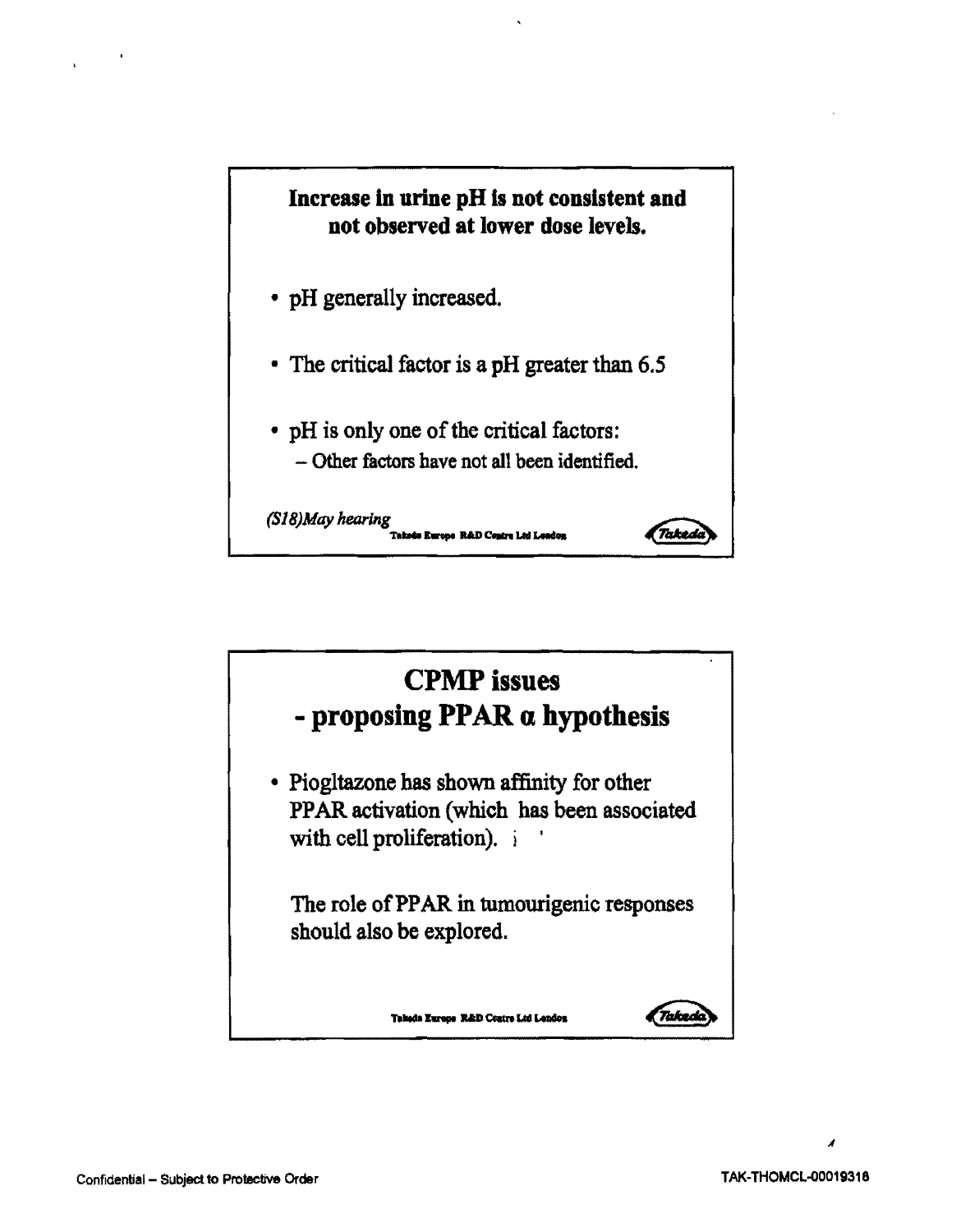## Increase in urine pH is not consistent and not observed at lower dose levels.

- pH generally increased.
- The critical factor is a pH greater than 6.5
- pH is only one of the critical factors:
  - Other factors have not all been identified.

*(S18)May hearing*

Takeda Europe R&D Centre Ltd London

## CPMP issues - proposing PPAR α hypothesis

- Piogltazone has shown affinity for other PPAR activation (which has been associated with cell proliferation).

  The role of PPAR in tumourigenic responses should also be explored.

Takeda Europe R&D Centre Ltd London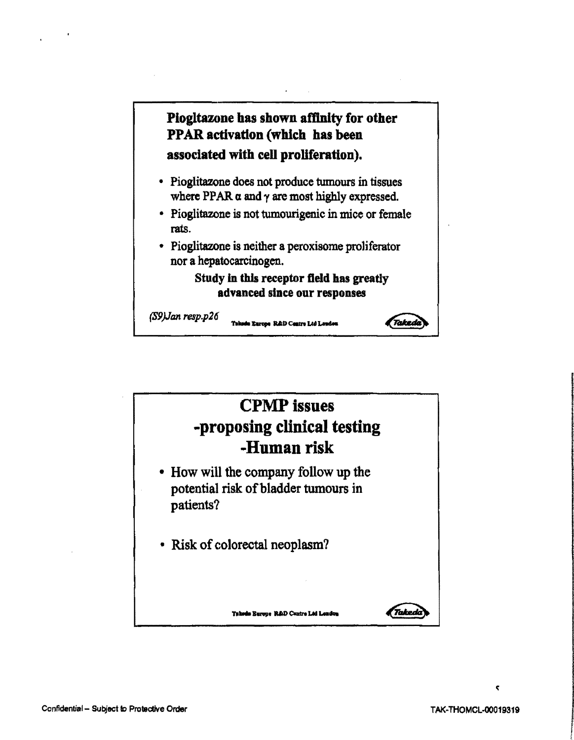**Pioglitazone has shown affinity for other PPAR activation (which has been associated with cell proliferation).**

- Pioglitazone does not produce tumours in tissues where PPAR α and γ are most highly expressed.
- Pioglitazone is not tumourigenic in mice or female rats.
- Pioglitazone is neither a peroxisome proliferator nor a hepatocarcinogen.

**Study in this receptor field has greatly advanced since our responses**

*(S9)Jan resp.p26*

Takeda Europe R&D Centre Ltd London

Takeda

# CPMP issues -proposing clinical testing -Human risk

- How will the company follow up the potential risk of bladder tumours in patients?
- Risk of colorectal neoplasm?

Takeda Europe R&D Centre Ltd London

Takeda

Confidential – Subject to Protective Order

TAK-THOMCL-00019319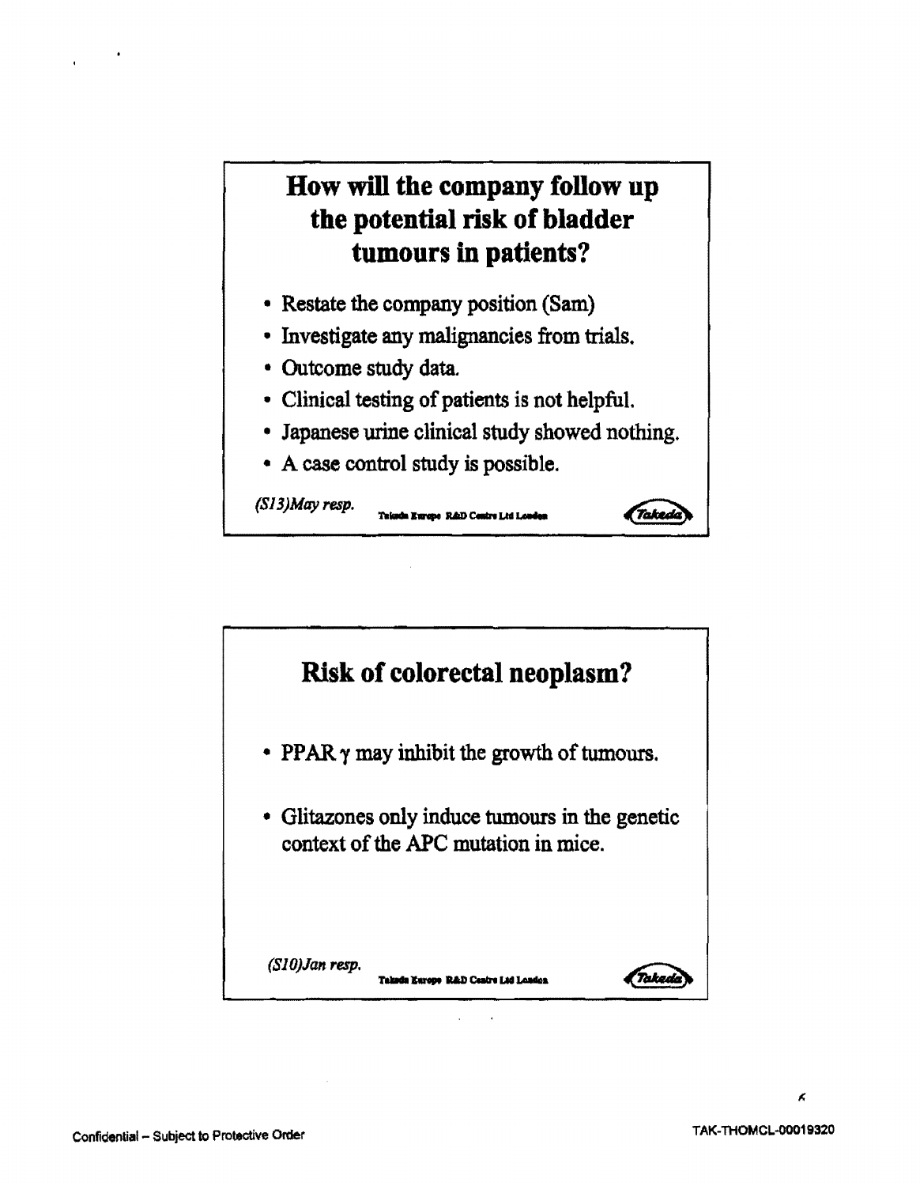## How will the company follow up the potential risk of bladder tumours in patients?

- Restate the company position (Sam)
- Investigate any malignancies from trials.
- Outcome study data.
- Clinical testing of patients is not helpful.
- Japanese urine clinical study showed nothing.
- A case control study is possible.

*(S13)May resp.* Takeda Europe R&D Centre Ltd London

## Risk of colorectal neoplasm?

- PPAR γ may inhibit the growth of tumours.
- Glitazones only induce tumours in the genetic context of the APC mutation in mice.

*(S10)Jan resp.* Takeda Europe R&D Centre Ltd London

Confidential – Subject to Protective Order

TAK-THOMCL-00019320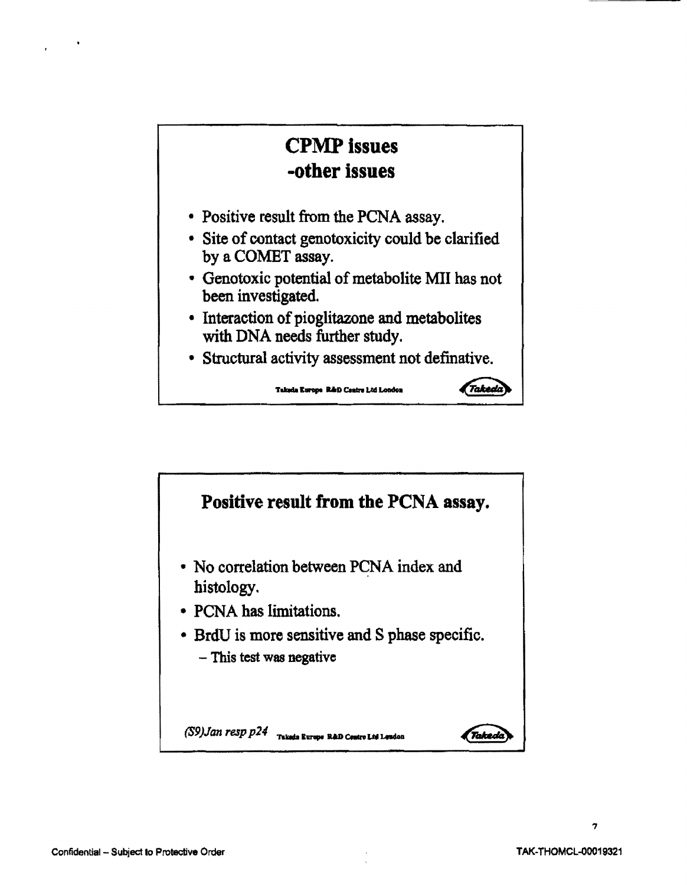## CPMP issues -other issues

- Positive result from the PCNA assay.
- Site of contact genotoxicity could be clarified by a COMET assay.
- Genotoxic potential of metabolite MII has not been investigated.
- Interaction of pioglitazone and metabolites with DNA needs further study.
- Structural activity assessment not definative.

Takeda Europe R&D Centre Ltd London

## Positive result from the PCNA assay.

- No correlation between PCNA index and histology.
- PCNA has limitations.
- BrdU is more sensitive and S phase specific.
  - This test was negative

*(S9)Jan resp p24* Takeda Europe R&D Centre Ltd London

Confidential – Subject to Protective Order

TAK-THOMCL-00019321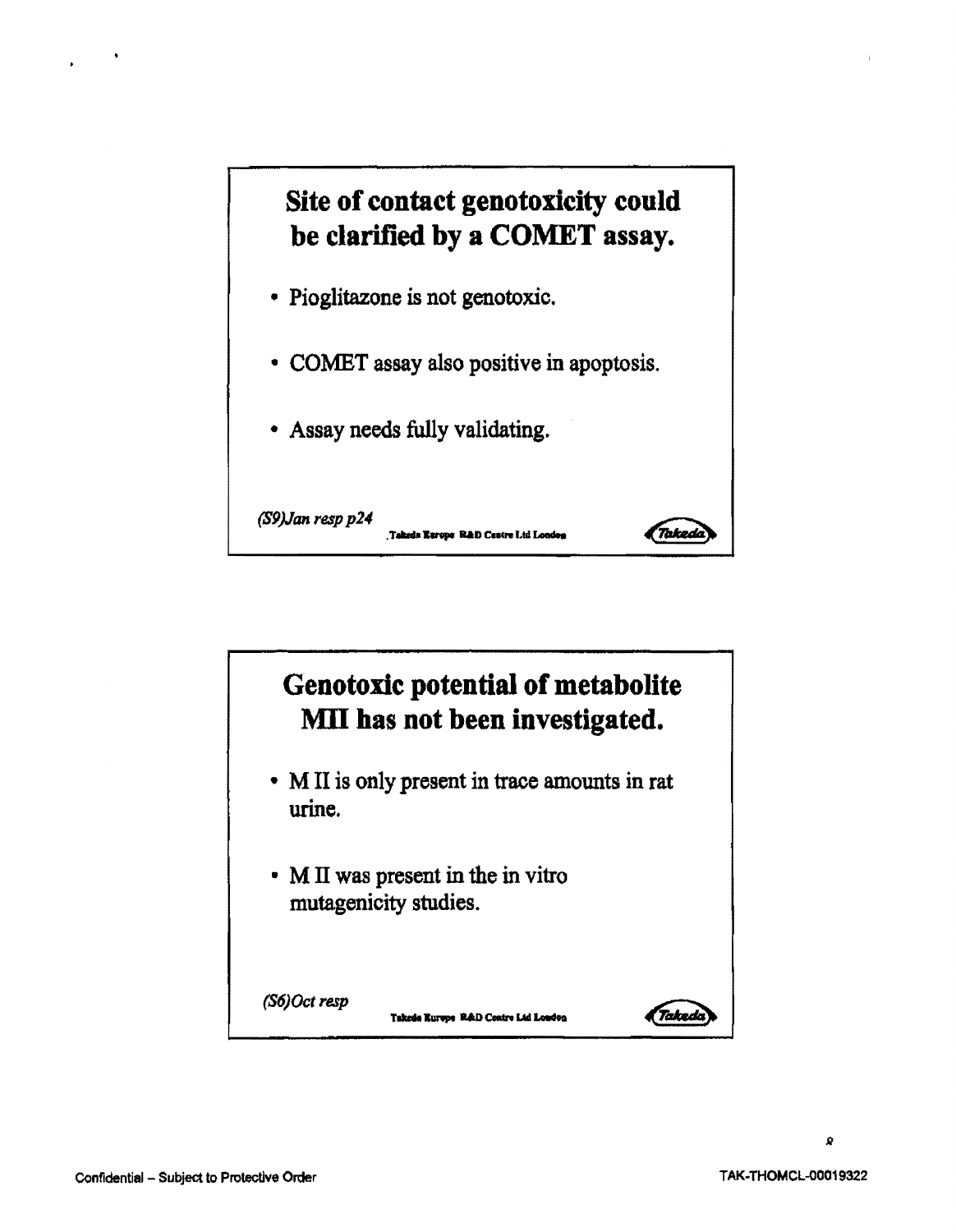## Site of contact genotoxicity could be clarified by a COMET assay.

- Pioglitazone is not genotoxic.
- COMET assay also positive in apoptosis.
- Assay needs fully validating.

*(S9)Jan resp p24*

Takeda Europe R&D Centre Ltd London

## Genotoxic potential of metabolite MII has not been investigated.

- M II is only present in trace amounts in rat urine.
- M II was present in the in vitro mutagenicity studies.

*(S6)Oct resp*

Takeda Europe R&D Centre Ltd London

Confidential – Subject to Protective Order

TAK-THOMCL-00019322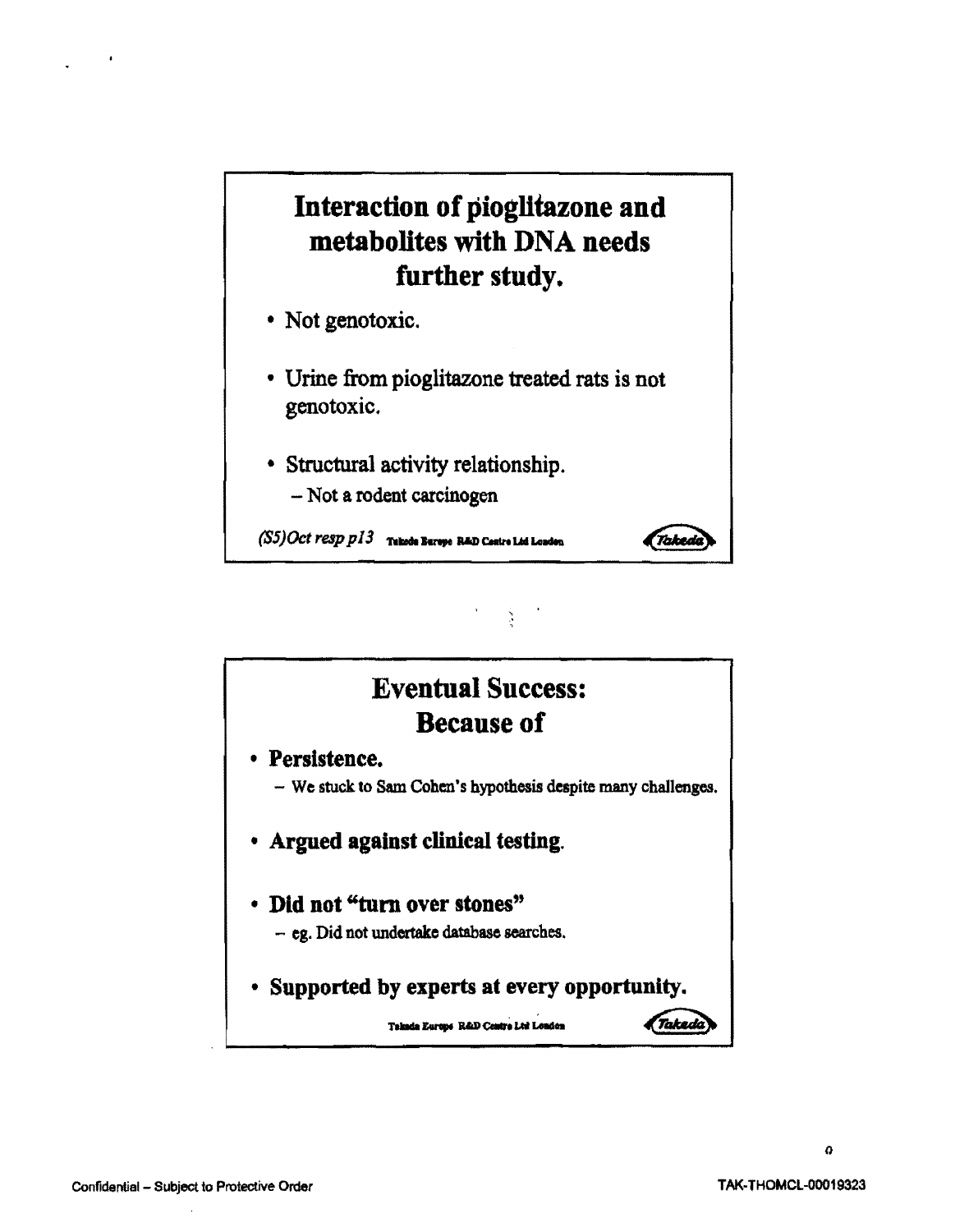## Interaction of pioglitazone and metabolites with DNA needs further study.

- Not genotoxic.
- Urine from pioglitazone treated rats is not genotoxic.
- Structural activity relationship.
  - Not a rodent carcinogen

*(S5)Oct resp p13* Takeda Europe R&D Centre Ltd London

## Eventual Success: Because of

- **Persistence.**
  - We stuck to Sam Cohen's hypothesis despite many challenges.
- **Argued against clinical testing.**
- **Did not "turn over stones"**
  - eg. Did not undertake database searches.
- **Supported by experts at every opportunity.**

Takeda Europe R&D Centre Ltd London

Confidential – Subject to Protective Order

TAK-THOMCL-00019323